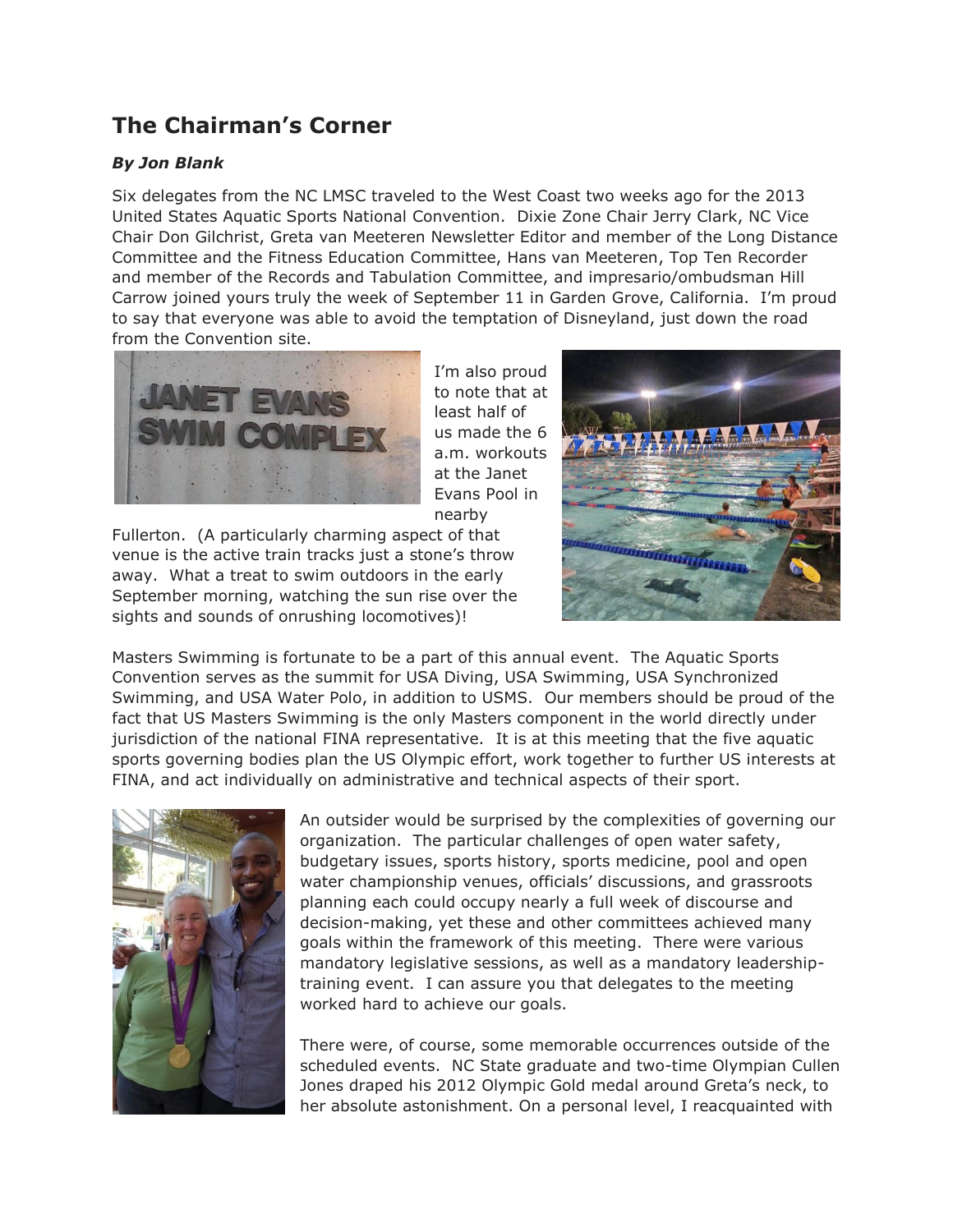# The Chairman's Corner

***By Jon Blank***

Six delegates from the NC LMSC traveled to the West Coast two weeks ago for the 2013 United States Aquatic Sports National Convention. Dixie Zone Chair Jerry Clark, NC Vice Chair Don Gilchrist, Greta van Meeteren Newsletter Editor and member of the Long Distance Committee and the Fitness Education Committee, Hans van Meeteren, Top Ten Recorder and member of the Records and Tabulation Committee, and impresario/ombudsman Hill Carrow joined yours truly the week of September 11 in Garden Grove, California. I'm proud to say that everyone was able to avoid the temptation of Disneyland, just down the road from the Convention site.

I'm also proud to note that at least half of us made the 6 a.m. workouts at the Janet Evans Pool in nearby Fullerton. (A particularly charming aspect of that venue is the active train tracks just a stone's throw away. What a treat to swim outdoors in the early September morning, watching the sun rise over the sights and sounds of onrushing locomotives)!

Masters Swimming is fortunate to be a part of this annual event. The Aquatic Sports Convention serves as the summit for USA Diving, USA Swimming, USA Synchronized Swimming, and USA Water Polo, in addition to USMS. Our members should be proud of the fact that US Masters Swimming is the only Masters component in the world directly under jurisdiction of the national FINA representative. It is at this meeting that the five aquatic sports governing bodies plan the US Olympic effort, work together to further US interests at FINA, and act individually on administrative and technical aspects of their sport.

An outsider would be surprised by the complexities of governing our organization. The particular challenges of open water safety, budgetary issues, sports history, sports medicine, pool and open water championship venues, officials' discussions, and grassroots planning each could occupy nearly a full week of discourse and decision-making, yet these and other committees achieved many goals within the framework of this meeting. There were various mandatory legislative sessions, as well as a mandatory leadership-training event. I can assure you that delegates to the meeting worked hard to achieve our goals.

There were, of course, some memorable occurrences outside of the scheduled events. NC State graduate and two-time Olympian Cullen Jones draped his 2012 Olympic Gold medal around Greta's neck, to her absolute astonishment. On a personal level, I reacquainted with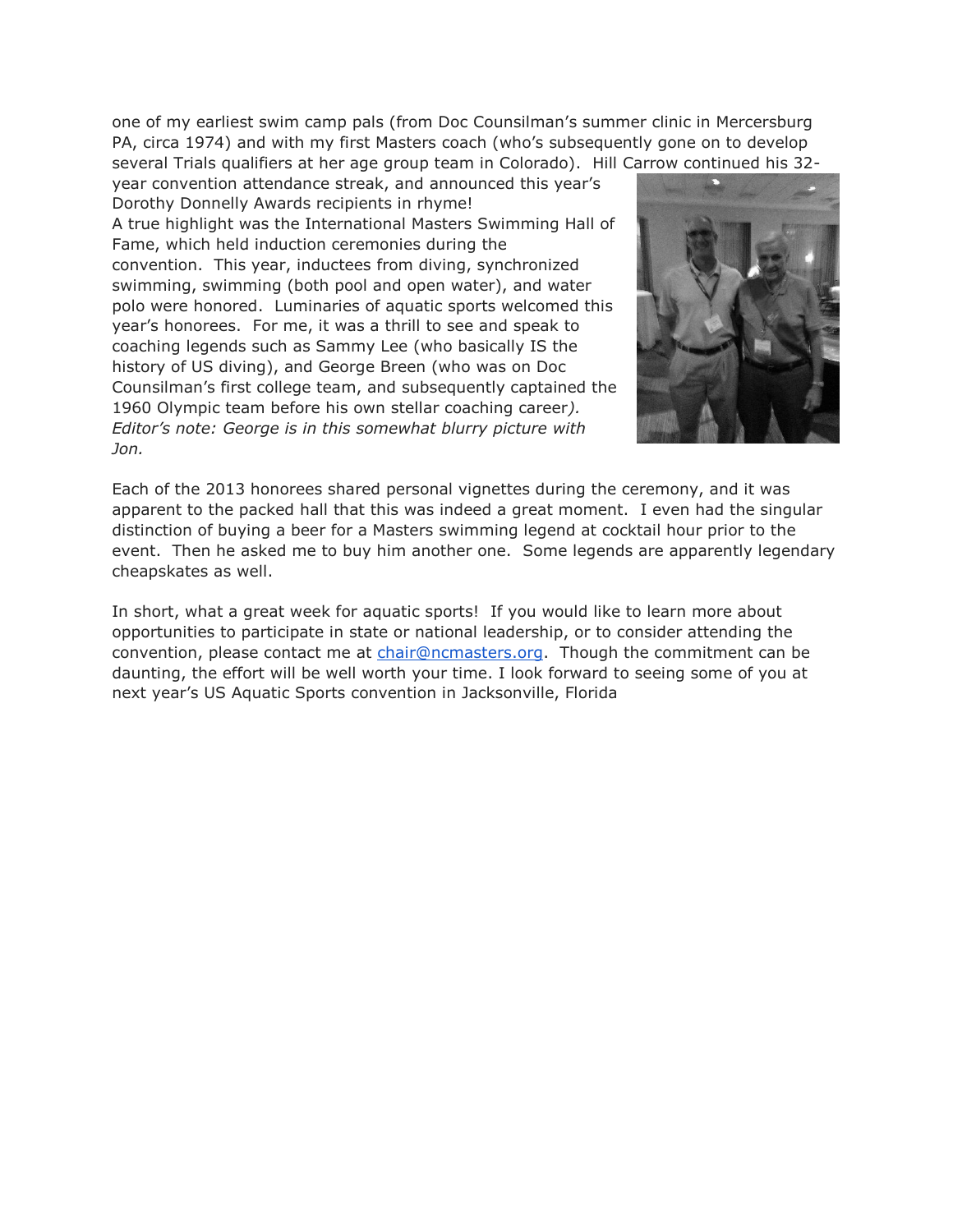one of my earliest swim camp pals (from Doc Counsilman's summer clinic in Mercersburg PA, circa 1974) and with my first Masters coach (who's subsequently gone on to develop several Trials qualifiers at her age group team in Colorado). Hill Carrow continued his 32-year convention attendance streak, and announced this year's Dorothy Donnelly Awards recipients in rhyme!

A true highlight was the International Masters Swimming Hall of Fame, which held induction ceremonies during the convention. This year, inductees from diving, synchronized swimming, swimming (both pool and open water), and water polo were honored. Luminaries of aquatic sports welcomed this year's honorees. For me, it was a thrill to see and speak to coaching legends such as Sammy Lee (who basically IS the history of US diving), and George Breen (who was on Doc Counsilman's first college team, and subsequently captained the 1960 Olympic team before his own stellar coaching career*). Editor's note: George is in this somewhat blurry picture with Jon.*

Each of the 2013 honorees shared personal vignettes during the ceremony, and it was apparent to the packed hall that this was indeed a great moment. I even had the singular distinction of buying a beer for a Masters swimming legend at cocktail hour prior to the event. Then he asked me to buy him another one. Some legends are apparently legendary cheapskates as well.

In short, what a great week for aquatic sports! If you would like to learn more about opportunities to participate in state or national leadership, or to consider attending the convention, please contact me at [chair@ncmasters.org](mailto:chair@ncmasters.org). Though the commitment can be daunting, the effort will be well worth your time. I look forward to seeing some of you at next year's US Aquatic Sports convention in Jacksonville, Florida